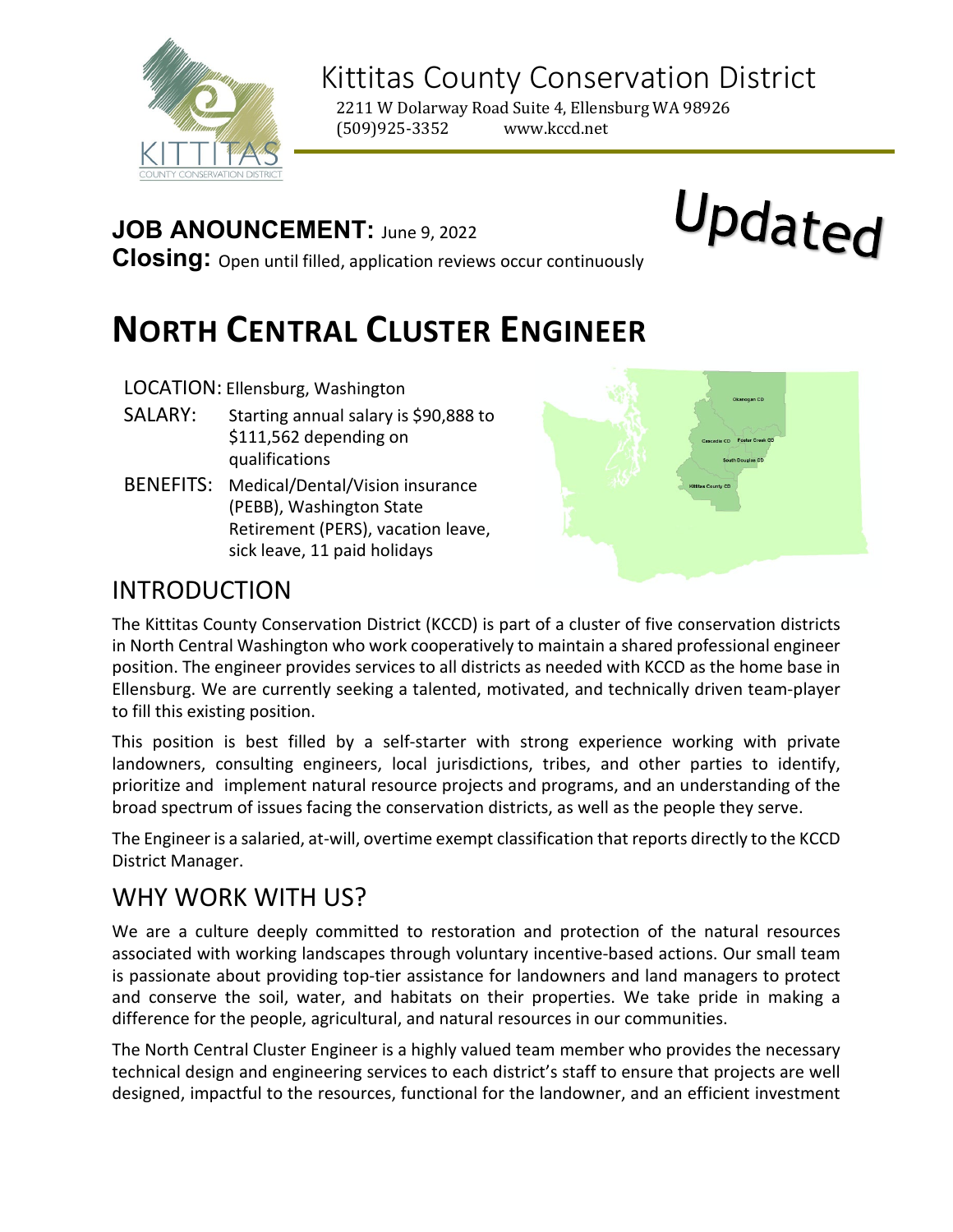Kittitas County Conservation District

2211 W Dolarway Road Suite 4, Ellensburg WA 98926
(509)925-3352 www.kccd.net

Updated

**JOB ANOUNCEMENT:** June 9, 2022
**Closing:** Open until filled, application reviews occur continuously

# NORTH CENTRAL CLUSTER ENGINEER

LOCATION: Ellensburg, Washington

SALARY: Starting annual salary is $90,888 to $111,562 depending on qualifications

BENEFITS: Medical/Dental/Vision insurance (PEBB), Washington State Retirement (PERS), vacation leave, sick leave, 11 paid holidays

## INTRODUCTION

The Kittitas County Conservation District (KCCD) is part of a cluster of five conservation districts in North Central Washington who work cooperatively to maintain a shared professional engineer position. The engineer provides services to all districts as needed with KCCD as the home base in Ellensburg. We are currently seeking a talented, motivated, and technically driven team-player to fill this existing position.

This position is best filled by a self-starter with strong experience working with private landowners, consulting engineers, local jurisdictions, tribes, and other parties to identify, prioritize and implement natural resource projects and programs, and an understanding of the broad spectrum of issues facing the conservation districts, as well as the people they serve.

The Engineer is a salaried, at-will, overtime exempt classification that reports directly to the KCCD District Manager.

## WHY WORK WITH US?

We are a culture deeply committed to restoration and protection of the natural resources associated with working landscapes through voluntary incentive-based actions. Our small team is passionate about providing top-tier assistance for landowners and land managers to protect and conserve the soil, water, and habitats on their properties. We take pride in making a difference for the people, agricultural, and natural resources in our communities.

The North Central Cluster Engineer is a highly valued team member who provides the necessary technical design and engineering services to each district's staff to ensure that projects are well designed, impactful to the resources, functional for the landowner, and an efficient investment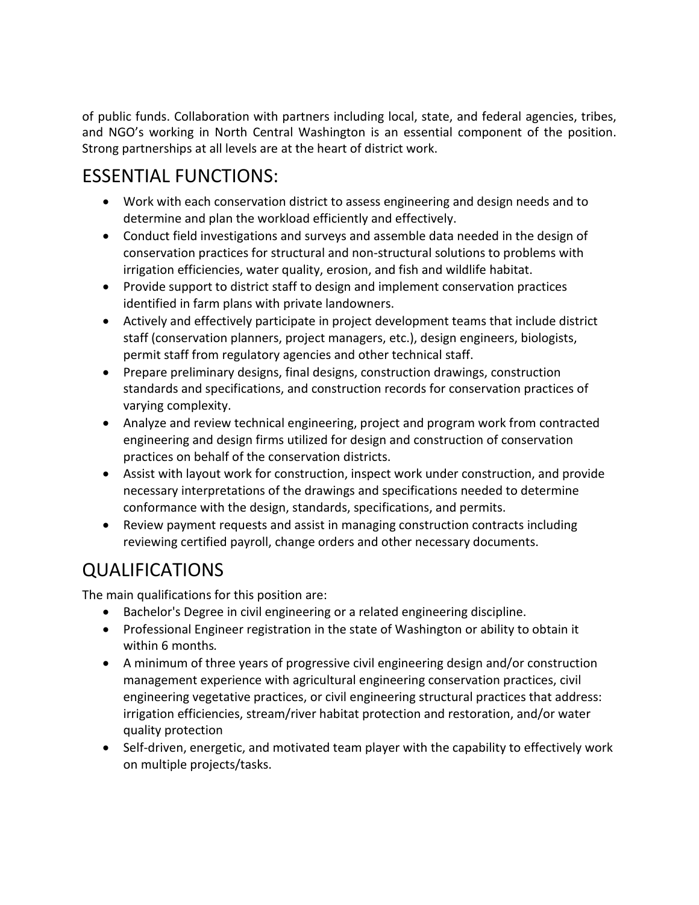of public funds. Collaboration with partners including local, state, and federal agencies, tribes, and NGO's working in North Central Washington is an essential component of the position. Strong partnerships at all levels are at the heart of district work.

## ESSENTIAL FUNCTIONS:

- Work with each conservation district to assess engineering and design needs and to determine and plan the workload efficiently and effectively.
- Conduct field investigations and surveys and assemble data needed in the design of conservation practices for structural and non-structural solutions to problems with irrigation efficiencies, water quality, erosion, and fish and wildlife habitat.
- Provide support to district staff to design and implement conservation practices identified in farm plans with private landowners.
- Actively and effectively participate in project development teams that include district staff (conservation planners, project managers, etc.), design engineers, biologists, permit staff from regulatory agencies and other technical staff.
- Prepare preliminary designs, final designs, construction drawings, construction standards and specifications, and construction records for conservation practices of varying complexity.
- Analyze and review technical engineering, project and program work from contracted engineering and design firms utilized for design and construction of conservation practices on behalf of the conservation districts.
- Assist with layout work for construction, inspect work under construction, and provide necessary interpretations of the drawings and specifications needed to determine conformance with the design, standards, specifications, and permits.
- Review payment requests and assist in managing construction contracts including reviewing certified payroll, change orders and other necessary documents.

## QUALIFICATIONS

The main qualifications for this position are:

- Bachelor's Degree in civil engineering or a related engineering discipline.
- Professional Engineer registration in the state of Washington or ability to obtain it within 6 months*.*
- A minimum of three years of progressive civil engineering design and/or construction management experience with agricultural engineering conservation practices, civil engineering vegetative practices, or civil engineering structural practices that address: irrigation efficiencies, stream/river habitat protection and restoration, and/or water quality protection
- Self-driven, energetic, and motivated team player with the capability to effectively work on multiple projects/tasks.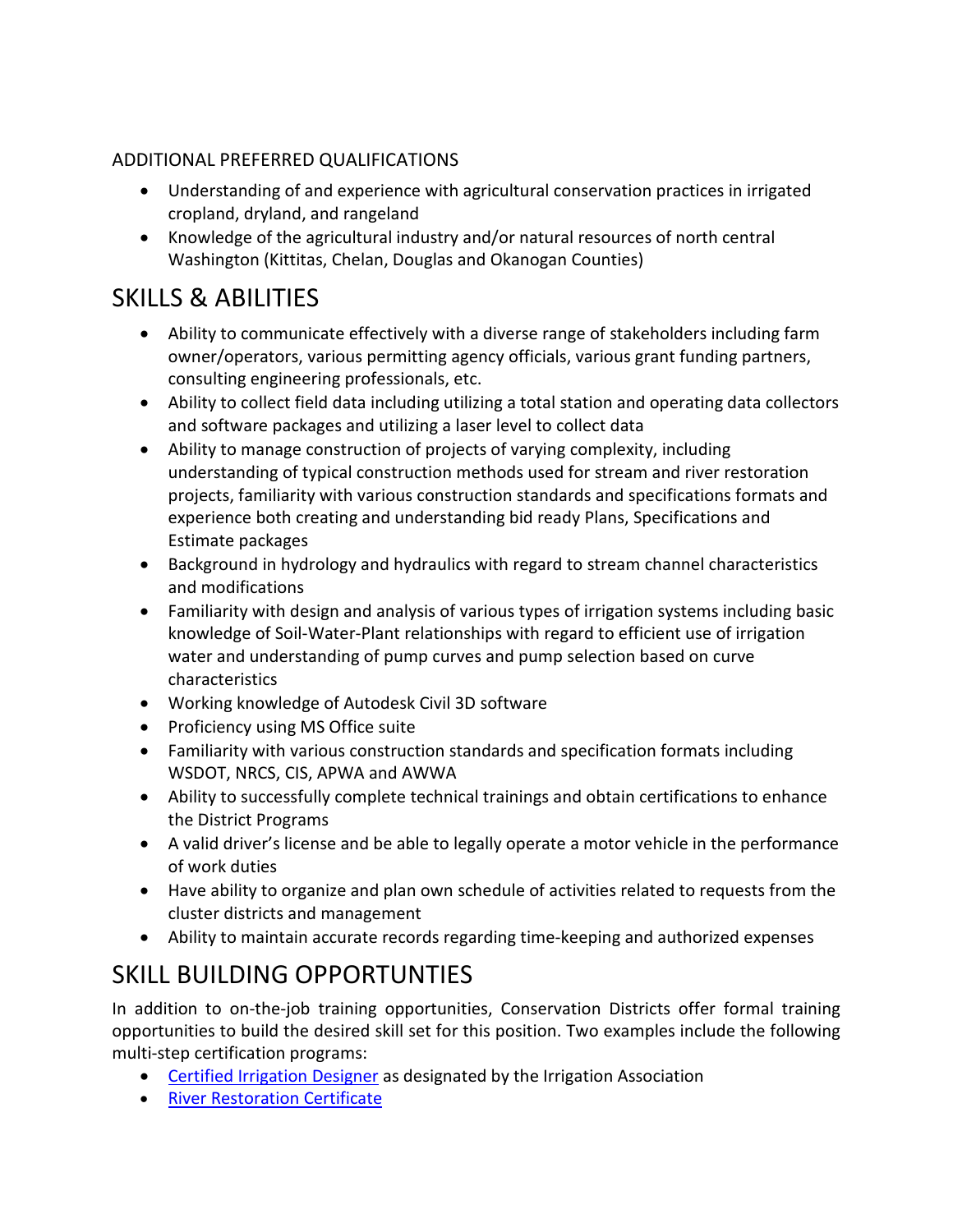ADDITIONAL PREFERRED QUALIFICATIONS

- Understanding of and experience with agricultural conservation practices in irrigated cropland, dryland, and rangeland
- Knowledge of the agricultural industry and/or natural resources of north central Washington (Kittitas, Chelan, Douglas and Okanogan Counties)

# SKILLS & ABILITIES

- Ability to communicate effectively with a diverse range of stakeholders including farm owner/operators, various permitting agency officials, various grant funding partners, consulting engineering professionals, etc.
- Ability to collect field data including utilizing a total station and operating data collectors and software packages and utilizing a laser level to collect data
- Ability to manage construction of projects of varying complexity, including understanding of typical construction methods used for stream and river restoration projects, familiarity with various construction standards and specifications formats and experience both creating and understanding bid ready Plans, Specifications and Estimate packages
- Background in hydrology and hydraulics with regard to stream channel characteristics and modifications
- Familiarity with design and analysis of various types of irrigation systems including basic knowledge of Soil-Water-Plant relationships with regard to efficient use of irrigation water and understanding of pump curves and pump selection based on curve characteristics
- Working knowledge of Autodesk Civil 3D software
- Proficiency using MS Office suite
- Familiarity with various construction standards and specification formats including WSDOT, NRCS, CIS, APWA and AWWA
- Ability to successfully complete technical trainings and obtain certifications to enhance the District Programs
- A valid driver's license and be able to legally operate a motor vehicle in the performance of work duties
- Have ability to organize and plan own schedule of activities related to requests from the cluster districts and management
- Ability to maintain accurate records regarding time-keeping and authorized expenses

# SKILL BUILDING OPPORTUNTIES

In addition to on-the-job training opportunities, Conservation Districts offer formal training opportunities to build the desired skill set for this position. Two examples include the following multi-step certification programs:

- Certified Irrigation Designer as designated by the Irrigation Association
- River Restoration Certificate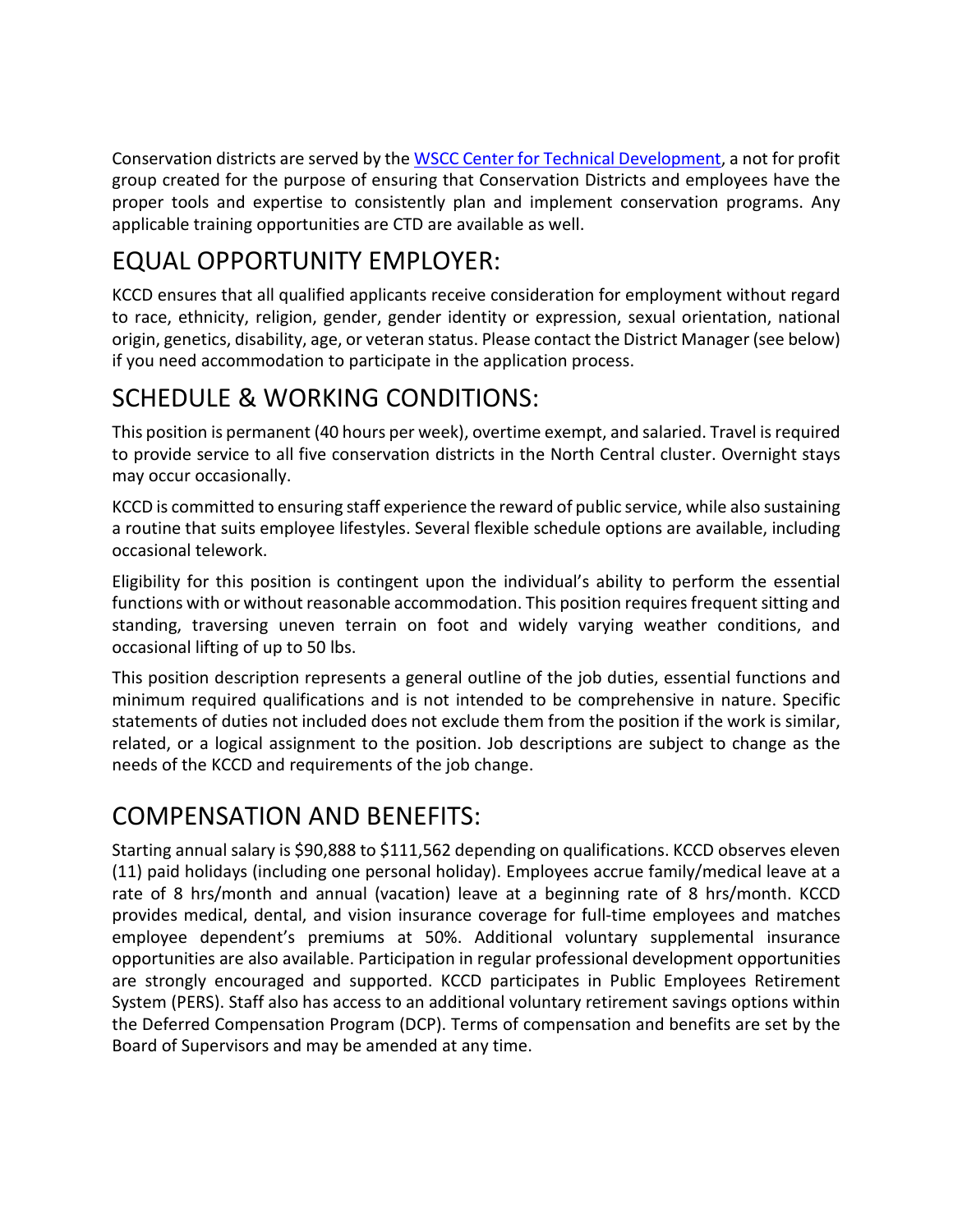Conservation districts are served by the [WSCC Center for Technical Development](#), a not for profit group created for the purpose of ensuring that Conservation Districts and employees have the proper tools and expertise to consistently plan and implement conservation programs. Any applicable training opportunities are CTD are available as well.

## EQUAL OPPORTUNITY EMPLOYER:

KCCD ensures that all qualified applicants receive consideration for employment without regard to race, ethnicity, religion, gender, gender identity or expression, sexual orientation, national origin, genetics, disability, age, or veteran status. Please contact the District Manager (see below) if you need accommodation to participate in the application process.

## SCHEDULE & WORKING CONDITIONS:

This position is permanent (40 hours per week), overtime exempt, and salaried. Travel is required to provide service to all five conservation districts in the North Central cluster. Overnight stays may occur occasionally.

KCCD is committed to ensuring staff experience the reward of public service, while also sustaining a routine that suits employee lifestyles. Several flexible schedule options are available, including occasional telework.

Eligibility for this position is contingent upon the individual's ability to perform the essential functions with or without reasonable accommodation. This position requires frequent sitting and standing, traversing uneven terrain on foot and widely varying weather conditions, and occasional lifting of up to 50 lbs.

This position description represents a general outline of the job duties, essential functions and minimum required qualifications and is not intended to be comprehensive in nature. Specific statements of duties not included does not exclude them from the position if the work is similar, related, or a logical assignment to the position. Job descriptions are subject to change as the needs of the KCCD and requirements of the job change.

## COMPENSATION AND BENEFITS:

Starting annual salary is $90,888 to $111,562 depending on qualifications. KCCD observes eleven (11) paid holidays (including one personal holiday). Employees accrue family/medical leave at a rate of 8 hrs/month and annual (vacation) leave at a beginning rate of 8 hrs/month. KCCD provides medical, dental, and vision insurance coverage for full-time employees and matches employee dependent's premiums at 50%. Additional voluntary supplemental insurance opportunities are also available. Participation in regular professional development opportunities are strongly encouraged and supported. KCCD participates in Public Employees Retirement System (PERS). Staff also has access to an additional voluntary retirement savings options within the Deferred Compensation Program (DCP). Terms of compensation and benefits are set by the Board of Supervisors and may be amended at any time.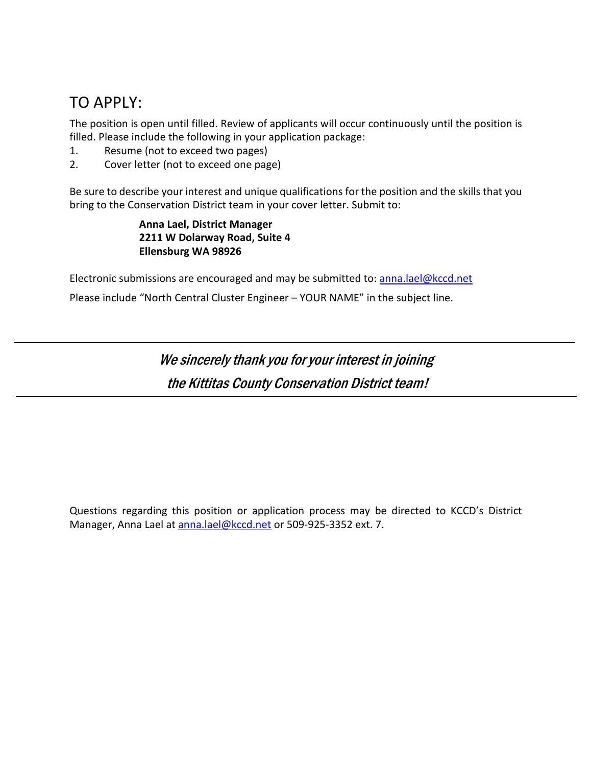## TO APPLY:

The position is open until filled. Review of applicants will occur continuously until the position is filled. Please include the following in your application package:

1. Resume (not to exceed two pages)
2. Cover letter (not to exceed one page)

Be sure to describe your interest and unique qualifications for the position and the skills that you bring to the Conservation District team in your cover letter. Submit to:

> **Anna Lael, District Manager**
> **2211 W Dolarway Road, Suite 4**
> **Ellensburg WA 98926**

Electronic submissions are encouraged and may be submitted to: anna.lael@kccd.net

Please include "North Central Cluster Engineer – YOUR NAME" in the subject line.

---

***We sincerely thank you for your interest in joining the Kittitas County Conservation District team!***

---

Questions regarding this position or application process may be directed to KCCD's District Manager, Anna Lael at anna.lael@kccd.net or 509-925-3352 ext. 7.